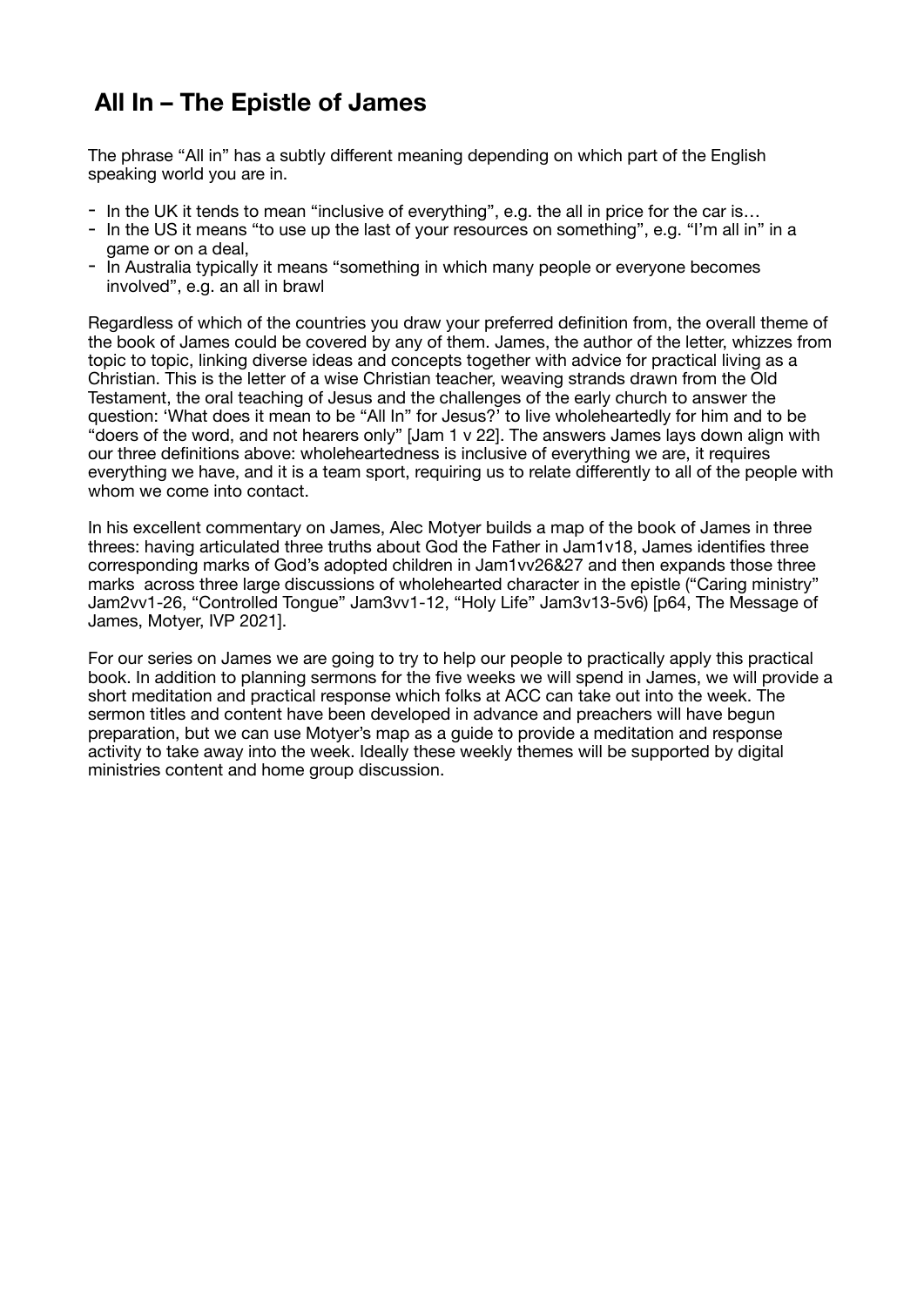# All In – The Epistle of James

The phrase "All in" has a subtly different meaning depending on which part of the English speaking world you are in.

- In the UK it tends to mean "inclusive of everything", e.g. the all in price for the car is…
- In the US it means "to use up the last of your resources on something", e.g. "I'm all in" in a game or on a deal,
- In Australia typically it means "something in which many people or everyone becomes involved", e.g. an all in brawl

Regardless of which of the countries you draw your preferred definition from, the overall theme of the book of James could be covered by any of them. James, the author of the letter, whizzes from topic to topic, linking diverse ideas and concepts together with advice for practical living as a Christian. This is the letter of a wise Christian teacher, weaving strands drawn from the Old Testament, the oral teaching of Jesus and the challenges of the early church to answer the question: 'What does it mean to be "All In" for Jesus?' to live wholeheartedly for him and to be "doers of the word, and not hearers only" [Jam 1 v 22]. The answers James lays down align with our three definitions above: wholeheartedness is inclusive of everything we are, it requires everything we have, and it is a team sport, requiring us to relate differently to all of the people with whom we come into contact.

In his excellent commentary on James, Alec Motyer builds a map of the book of James in three threes: having articulated three truths about God the Father in Jam1v18, James identifies three corresponding marks of God's adopted children in Jam1vv26&27 and then expands those three marks across three large discussions of wholehearted character in the epistle ("Caring ministry" Jam2vv1-26, "Controlled Tongue" Jam3vv1-12, "Holy Life" Jam3v13-5v6) [p64, The Message of James, Motyer, IVP 2021].

For our series on James we are going to try to help our people to practically apply this practical book. In addition to planning sermons for the five weeks we will spend in James, we will provide a short meditation and practical response which folks at ACC can take out into the week. The sermon titles and content have been developed in advance and preachers will have begun preparation, but we can use Motyer's map as a guide to provide a meditation and response activity to take away into the week. Ideally these weekly themes will be supported by digital ministries content and home group discussion.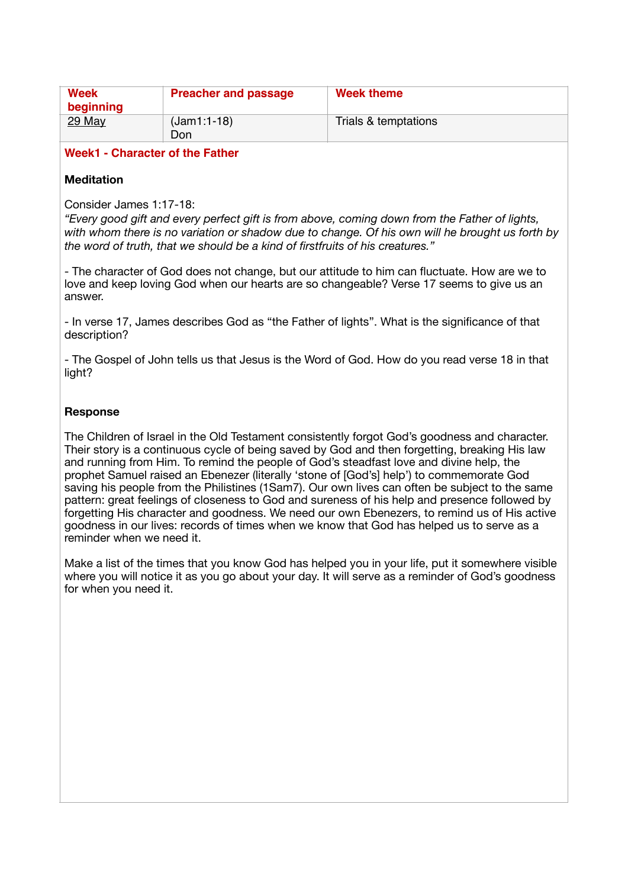| Week beginning | Preacher and passage | Week theme |
|---|---|---|
| 29 May | (Jam1:1-18)<br>Don | Trials & temptations |

## Week1 - Character of the Father

### Meditation

Consider James 1:17-18:
*"Every good gift and every perfect gift is from above, coming down from the Father of lights, with whom there is no variation or shadow due to change. Of his own will he brought us forth by the word of truth, that we should be a kind of firstfruits of his creatures."*

- The character of God does not change, but our attitude to him can fluctuate. How are we to love and keep loving God when our hearts are so changeable? Verse 17 seems to give us an answer.

- In verse 17, James describes God as "the Father of lights". What is the significance of that description?

- The Gospel of John tells us that Jesus is the Word of God. How do you read verse 18 in that light?

### Response

The Children of Israel in the Old Testament consistently forgot God's goodness and character. Their story is a continuous cycle of being saved by God and then forgetting, breaking His law and running from Him. To remind the people of God's steadfast love and divine help, the prophet Samuel raised an Ebenezer (literally 'stone of [God's] help') to commemorate God saving his people from the Philistines (1Sam7). Our own lives can often be subject to the same pattern: great feelings of closeness to God and sureness of his help and presence followed by forgetting His character and goodness. We need our own Ebenezers, to remind us of His active goodness in our lives: records of times when we know that God has helped us to serve as a reminder when we need it.

Make a list of the times that you know God has helped you in your life, put it somewhere visible where you will notice it as you go about your day. It will serve as a reminder of God's goodness for when you need it.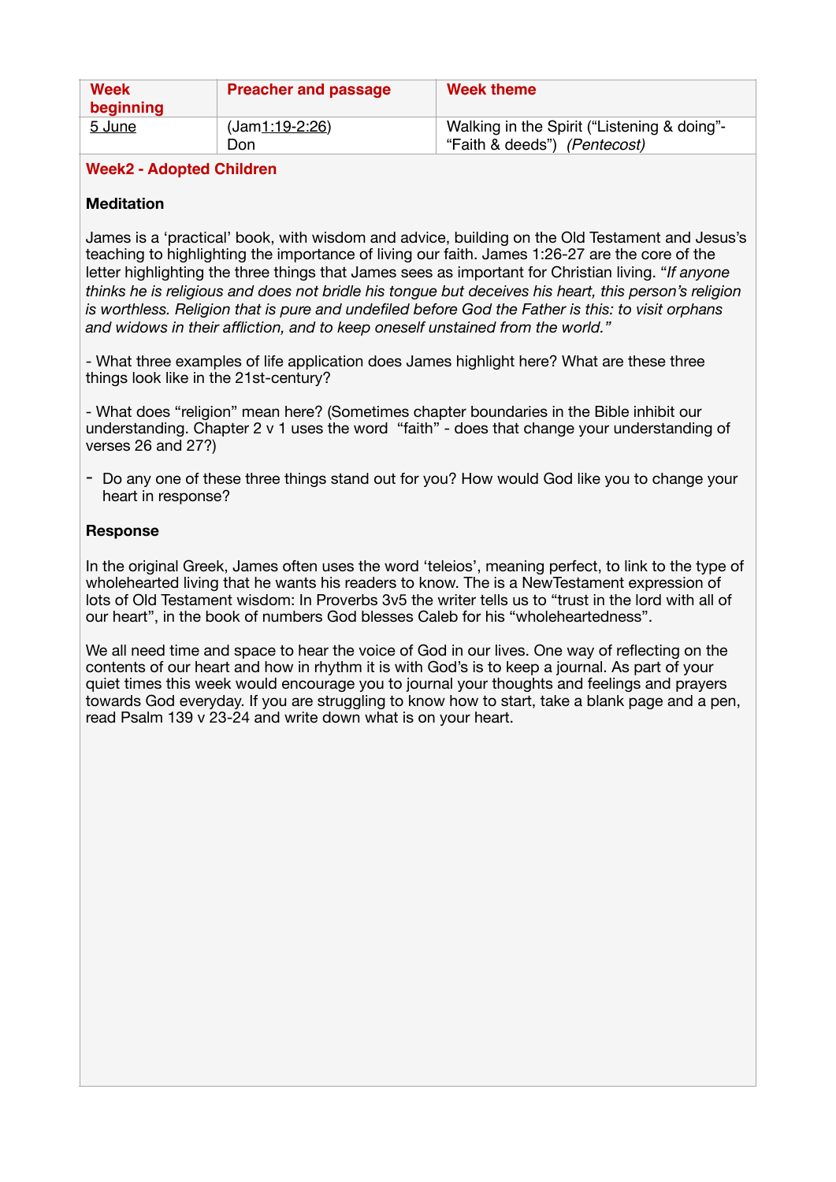| Week beginning | Preacher and passage | Week theme |
| --- | --- | --- |
| 5 June | (Jam1:19-2:26) Don | Walking in the Spirit ("Listening & doing"- "Faith & deeds") *(Pentecost)* |

**Week2 - Adopted Children**

**Meditation**

James is a 'practical' book, with wisdom and advice, building on the Old Testament and Jesus's teaching to highlighting the importance of living our faith. James 1:26-27 are the core of the letter highlighting the three things that James sees as important for Christian living. "*If anyone thinks he is religious and does not bridle his tongue but deceives his heart, this person's religion is worthless. Religion that is pure and undefiled before God the Father is this: to visit orphans and widows in their affliction, and to keep oneself unstained from the world."*

- What three examples of life application does James highlight here? What are these three things look like in the 21st-century?

- What does "religion" mean here? (Sometimes chapter boundaries in the Bible inhibit our understanding. Chapter 2 v 1 uses the word "faith" - does that change your understanding of verses 26 and 27?)

- Do any one of these three things stand out for you? How would God like you to change your heart in response?

**Response**

In the original Greek, James often uses the word 'teleios', meaning perfect, to link to the type of wholehearted living that he wants his readers to know. The is a NewTestament expression of lots of Old Testament wisdom: In Proverbs 3v5 the writer tells us to "trust in the lord with all of our heart", in the book of numbers God blesses Caleb for his "wholeheartedness".

We all need time and space to hear the voice of God in our lives. One way of reflecting on the contents of our heart and how in rhythm it is with God's is to keep a journal. As part of your quiet times this week would encourage you to journal your thoughts and feelings and prayers towards God everyday. If you are struggling to know how to start, take a blank page and a pen, read Psalm 139 v 23-24 and write down what is on your heart.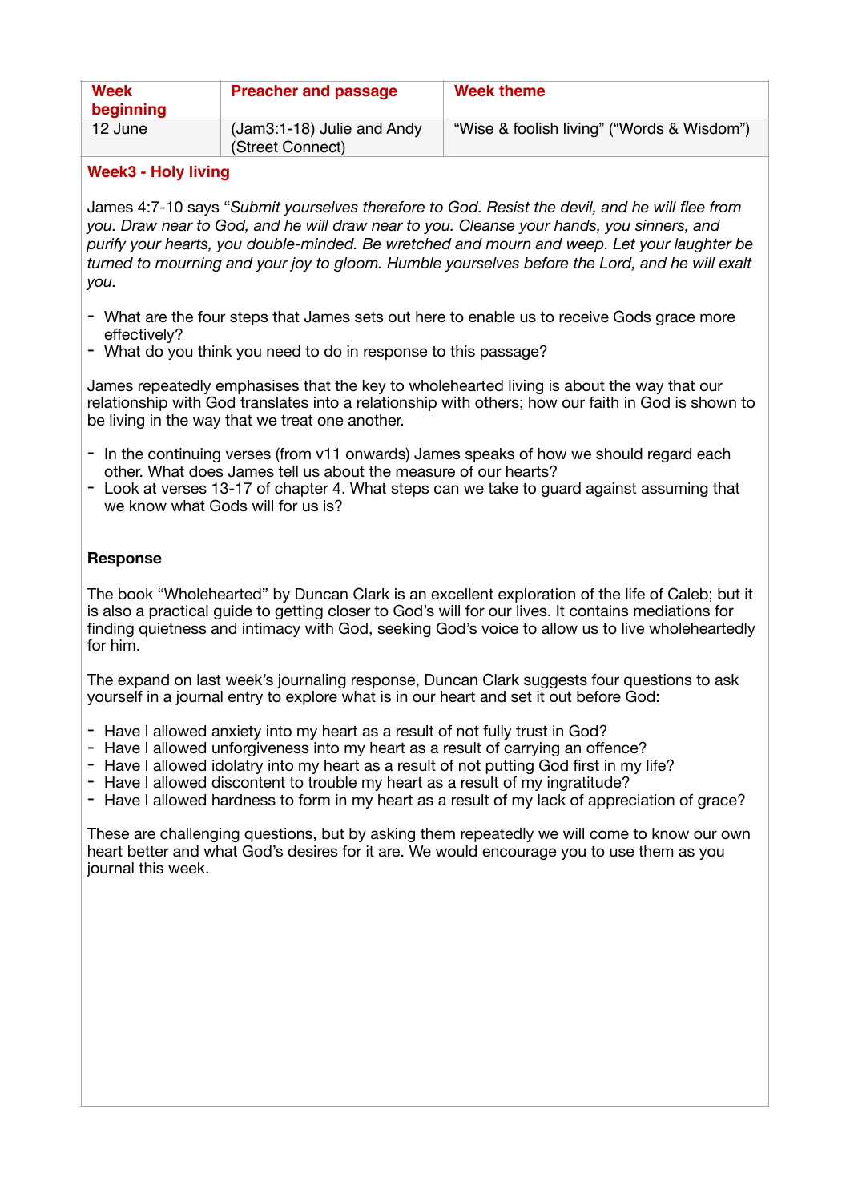| Week beginning | Preacher and passage | Week theme |
|---|---|---|
| 12 June | (Jam3:1-18) Julie and Andy (Street Connect) | "Wise & foolish living" ("Words & Wisdom") |

**Week3 - Holy living**

James 4:7-10 says "*Submit yourselves therefore to God. Resist the devil, and he will flee from you. Draw near to God, and he will draw near to you. Cleanse your hands, you sinners, and purify your hearts, you double-minded. Be wretched and mourn and weep. Let your laughter be turned to mourning and your joy to gloom. Humble yourselves before the Lord, and he will exalt you.*

- What are the four steps that James sets out here to enable us to receive Gods grace more effectively?
- What do you think you need to do in response to this passage?

James repeatedly emphasises that the key to wholehearted living is about the way that our relationship with God translates into a relationship with others; how our faith in God is shown to be living in the way that we treat one another.

- In the continuing verses (from v11 onwards) James speaks of how we should regard each other. What does James tell us about the measure of our hearts?
- Look at verses 13-17 of chapter 4. What steps can we take to guard against assuming that we know what Gods will for us is?

**Response**

The book "Wholehearted" by Duncan Clark is an excellent exploration of the life of Caleb; but it is also a practical guide to getting closer to God's will for our lives. It contains mediations for finding quietness and intimacy with God, seeking God's voice to allow us to live wholeheartedly for him.

The expand on last week's journaling response, Duncan Clark suggests four questions to ask yourself in a journal entry to explore what is in our heart and set it out before God:

- Have I allowed anxiety into my heart as a result of not fully trust in God?
- Have I allowed unforgiveness into my heart as a result of carrying an offence?
- Have I allowed idolatry into my heart as a result of not putting God first in my life?
- Have I allowed discontent to trouble my heart as a result of my ingratitude?
- Have I allowed hardness to form in my heart as a result of my lack of appreciation of grace?

These are challenging questions, but by asking them repeatedly we will come to know our own heart better and what God's desires for it are. We would encourage you to use them as you journal this week.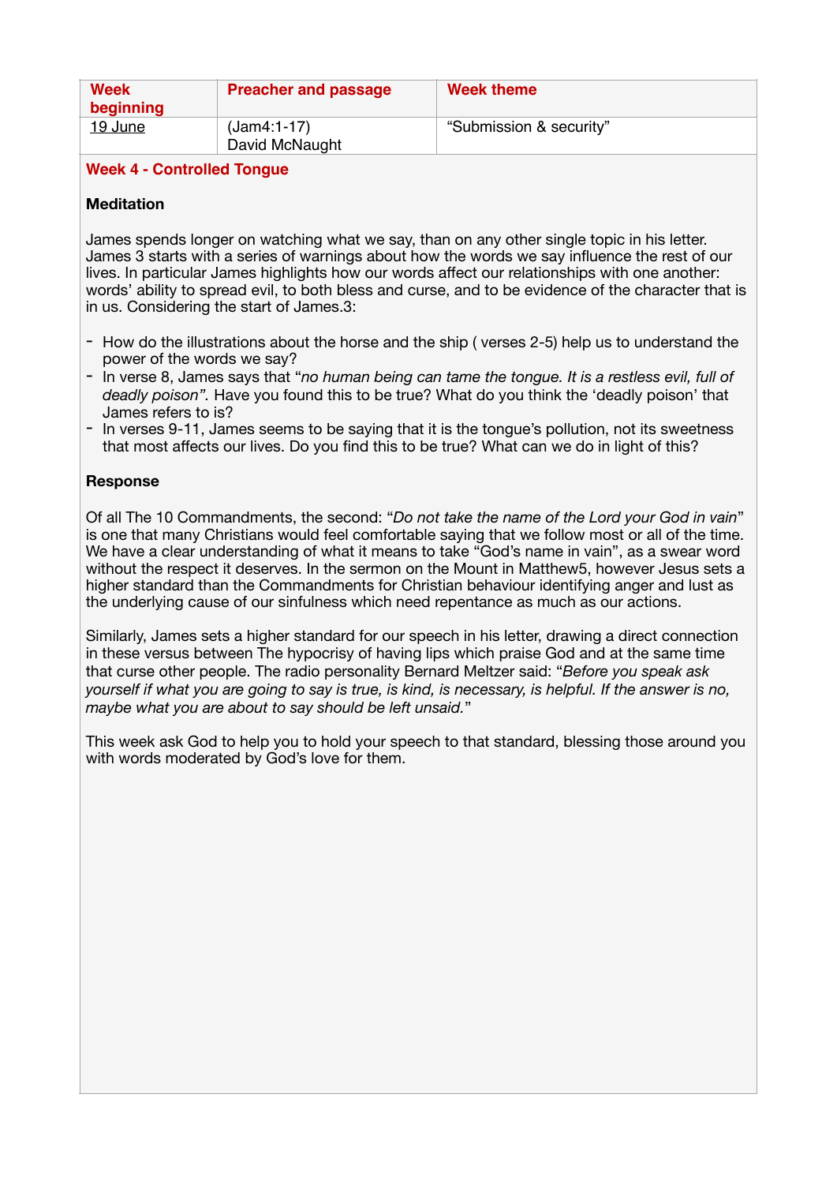| Week beginning | Preacher and passage | Week theme |
| --- | --- | --- |
| 19 June | (Jam4:1-17)<br>David McNaught | "Submission & security" |

## Week 4 - Controlled Tongue

### Meditation

James spends longer on watching what we say, than on any other single topic in his letter. James 3 starts with a series of warnings about how the words we say influence the rest of our lives. In particular James highlights how our words affect our relationships with one another: words' ability to spread evil, to both bless and curse, and to be evidence of the character that is in us. Considering the start of James.3:

- How do the illustrations about the horse and the ship ( verses 2-5) help us to understand the power of the words we say?
- In verse 8, James says that "*no human being can tame the tongue. It is a restless evil, full of deadly poison".* Have you found this to be true? What do you think the 'deadly poison' that James refers to is?
- In verses 9-11, James seems to be saying that it is the tongue's pollution, not its sweetness that most affects our lives. Do you find this to be true? What can we do in light of this?

### Response

Of all The 10 Commandments, the second: "*Do not take the name of the Lord your God in vain*" is one that many Christians would feel comfortable saying that we follow most or all of the time. We have a clear understanding of what it means to take "God's name in vain", as a swear word without the respect it deserves. In the sermon on the Mount in Matthew5, however Jesus sets a higher standard than the Commandments for Christian behaviour identifying anger and lust as the underlying cause of our sinfulness which need repentance as much as our actions.

Similarly, James sets a higher standard for our speech in his letter, drawing a direct connection in these versus between The hypocrisy of having lips which praise God and at the same time that curse other people. The radio personality Bernard Meltzer said: "*Before you speak ask yourself if what you are going to say is true, is kind, is necessary, is helpful. If the answer is no, maybe what you are about to say should be left unsaid.*"

This week ask God to help you to hold your speech to that standard, blessing those around you with words moderated by God's love for them.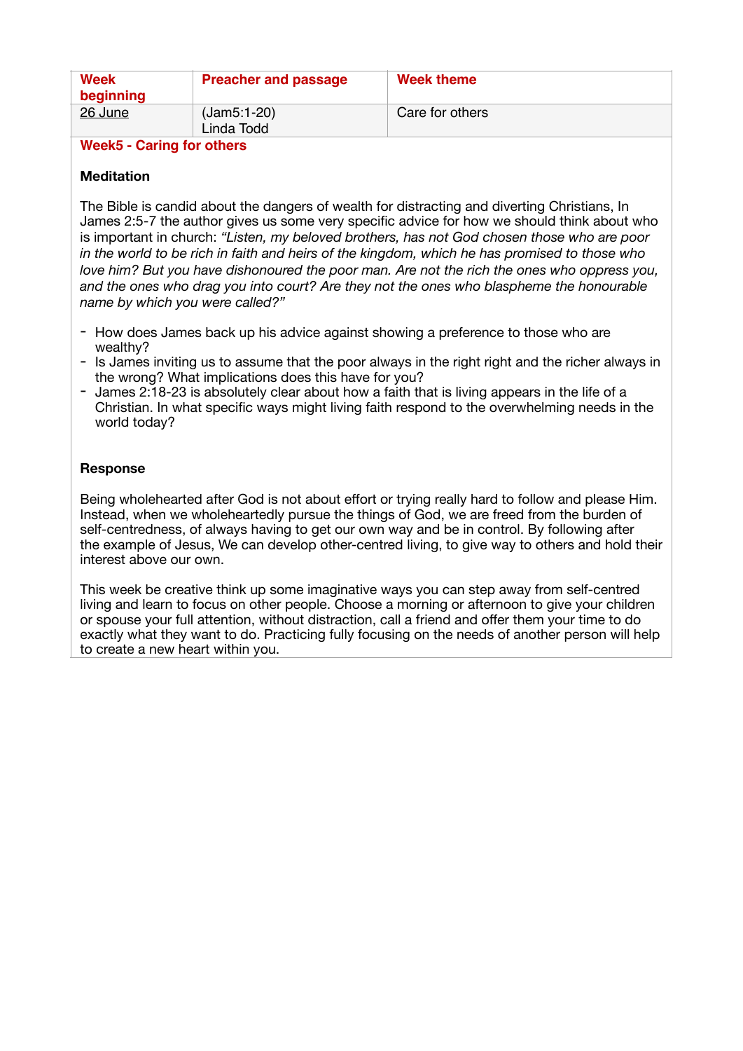| Week beginning | Preacher and passage | Week theme |
|---|---|---|
| 26 June | (Jam5:1-20) Linda Todd | Care for others |

**Week5 - Caring for others**

**Meditation**

The Bible is candid about the dangers of wealth for distracting and diverting Christians, In James 2:5-7 the author gives us some very specific advice for how we should think about who is important in church: *"Listen, my beloved brothers, has not God chosen those who are poor in the world to be rich in faith and heirs of the kingdom, which he has promised to those who love him? But you have dishonoured the poor man. Are not the rich the ones who oppress you, and the ones who drag you into court? Are they not the ones who blaspheme the honourable name by which you were called?"*

- How does James back up his advice against showing a preference to those who are wealthy?
- Is James inviting us to assume that the poor always in the right right and the richer always in the wrong? What implications does this have for you?
- James 2:18-23 is absolutely clear about how a faith that is living appears in the life of a Christian. In what specific ways might living faith respond to the overwhelming needs in the world today?

**Response**

Being wholehearted after God is not about effort or trying really hard to follow and please Him. Instead, when we wholeheartedly pursue the things of God, we are freed from the burden of self-centredness, of always having to get our own way and be in control. By following after the example of Jesus, We can develop other-centred living, to give way to others and hold their interest above our own.

This week be creative think up some imaginative ways you can step away from self-centred living and learn to focus on other people. Choose a morning or afternoon to give your children or spouse your full attention, without distraction, call a friend and offer them your time to do exactly what they want to do. Practicing fully focusing on the needs of another person will help to create a new heart within you.